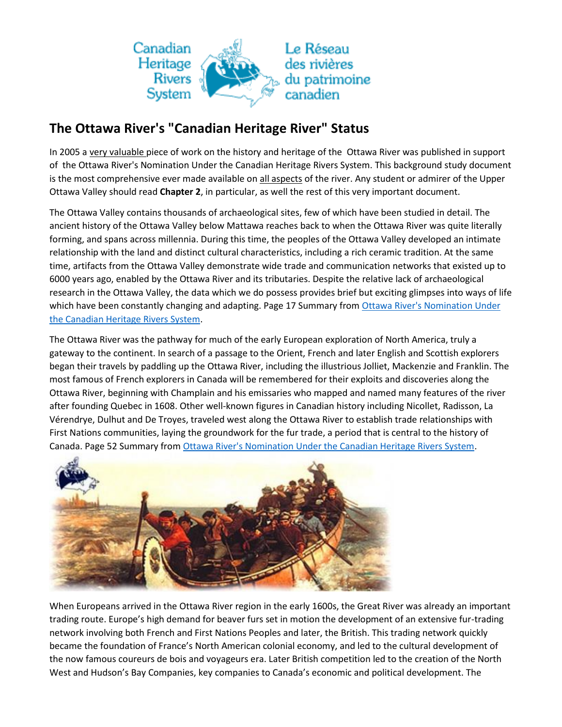Canadian Heritage Rivers System

Le Réseau des rivières du patrimoine canadien

# The Ottawa River's "Canadian Heritage River" Status

In 2005 a very valuable piece of work on the history and heritage of the Ottawa River was published in support of the Ottawa River's Nomination Under the Canadian Heritage Rivers System. This background study document is the most comprehensive ever made available on all aspects of the river. Any student or admirer of the Upper Ottawa Valley should read **Chapter 2**, in particular, as well the rest of this very important document.

The Ottawa Valley contains thousands of archaeological sites, few of which have been studied in detail. The ancient history of the Ottawa Valley below Mattawa reaches back to when the Ottawa River was quite literally forming, and spans across millennia. During this time, the peoples of the Ottawa Valley developed an intimate relationship with the land and distinct cultural characteristics, including a rich ceramic tradition. At the same time, artifacts from the Ottawa Valley demonstrate wide trade and communication networks that existed up to 6000 years ago, enabled by the Ottawa River and its tributaries. Despite the relative lack of archaeological research in the Ottawa Valley, the data which we do possess provides brief but exciting glimpses into ways of life which have been constantly changing and adapting. Page 17 Summary from Ottawa River's Nomination Under the Canadian Heritage Rivers System.

The Ottawa River was the pathway for much of the early European exploration of North America, truly a gateway to the continent. In search of a passage to the Orient, French and later English and Scottish explorers began their travels by paddling up the Ottawa River, including the illustrious Jolliet, Mackenzie and Franklin. The most famous of French explorers in Canada will be remembered for their exploits and discoveries along the Ottawa River, beginning with Champlain and his emissaries who mapped and named many features of the river after founding Quebec in 1608. Other well-known figures in Canadian history including Nicollet, Radisson, La Vérendrye, Dulhut and De Troyes, traveled west along the Ottawa River to establish trade relationships with First Nations communities, laying the groundwork for the fur trade, a period that is central to the history of Canada. Page 52 Summary from Ottawa River's Nomination Under the Canadian Heritage Rivers System.

When Europeans arrived in the Ottawa River region in the early 1600s, the Great River was already an important trading route. Europe's high demand for beaver furs set in motion the development of an extensive fur-trading network involving both French and First Nations Peoples and later, the British. This trading network quickly became the foundation of France's North American colonial economy, and led to the cultural development of the now famous coureurs de bois and voyageurs era. Later British competition led to the creation of the North West and Hudson's Bay Companies, key companies to Canada's economic and political development. The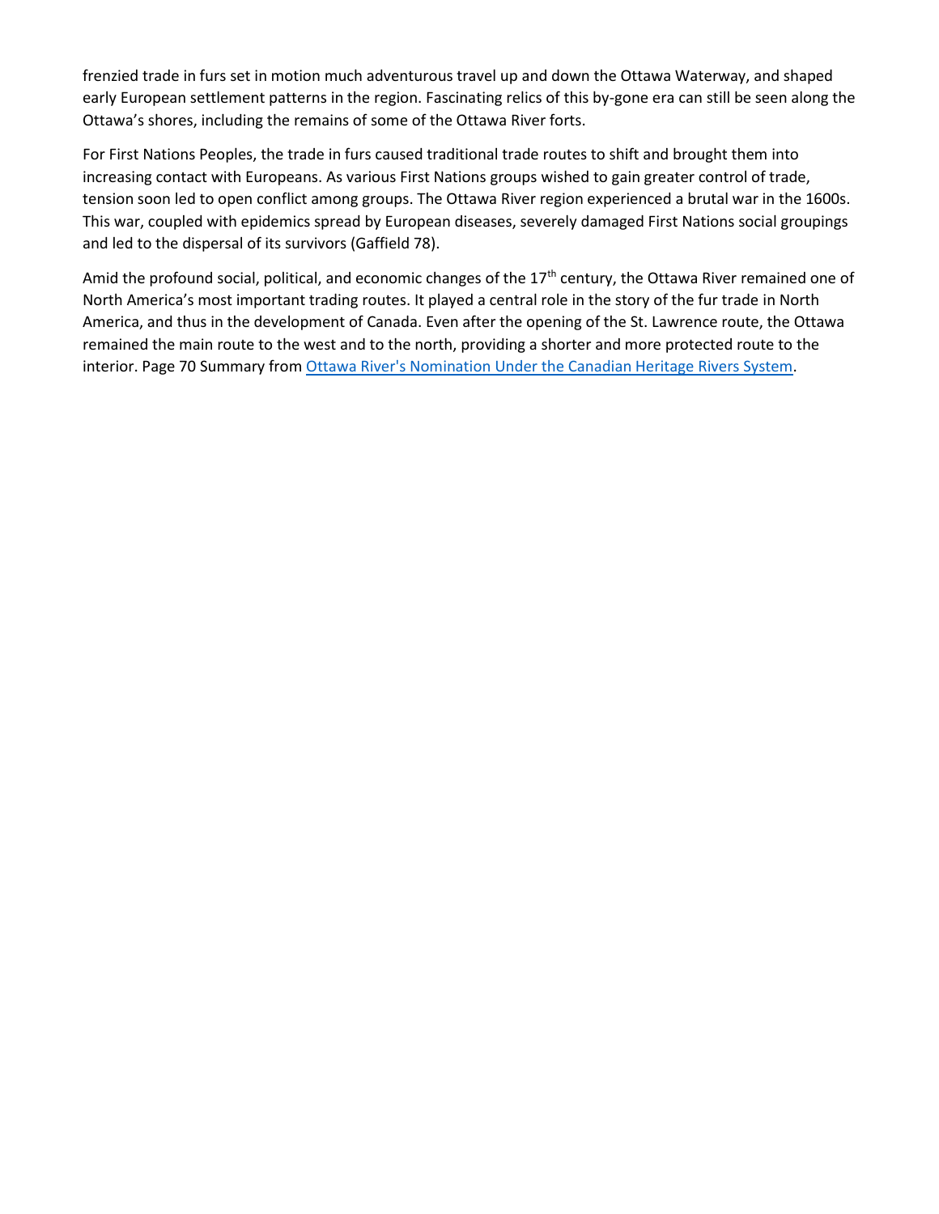frenzied trade in furs set in motion much adventurous travel up and down the Ottawa Waterway, and shaped early European settlement patterns in the region. Fascinating relics of this by-gone era can still be seen along the Ottawa's shores, including the remains of some of the Ottawa River forts.

For First Nations Peoples, the trade in furs caused traditional trade routes to shift and brought them into increasing contact with Europeans. As various First Nations groups wished to gain greater control of trade, tension soon led to open conflict among groups. The Ottawa River region experienced a brutal war in the 1600s. This war, coupled with epidemics spread by European diseases, severely damaged First Nations social groupings and led to the dispersal of its survivors (Gaffield 78).

Amid the profound social, political, and economic changes of the 17th century, the Ottawa River remained one of North America's most important trading routes. It played a central role in the story of the fur trade in North America, and thus in the development of Canada. Even after the opening of the St. Lawrence route, the Ottawa remained the main route to the west and to the north, providing a shorter and more protected route to the interior. Page 70 Summary from [Ottawa River's Nomination Under the Canadian Heritage Rivers System](#).